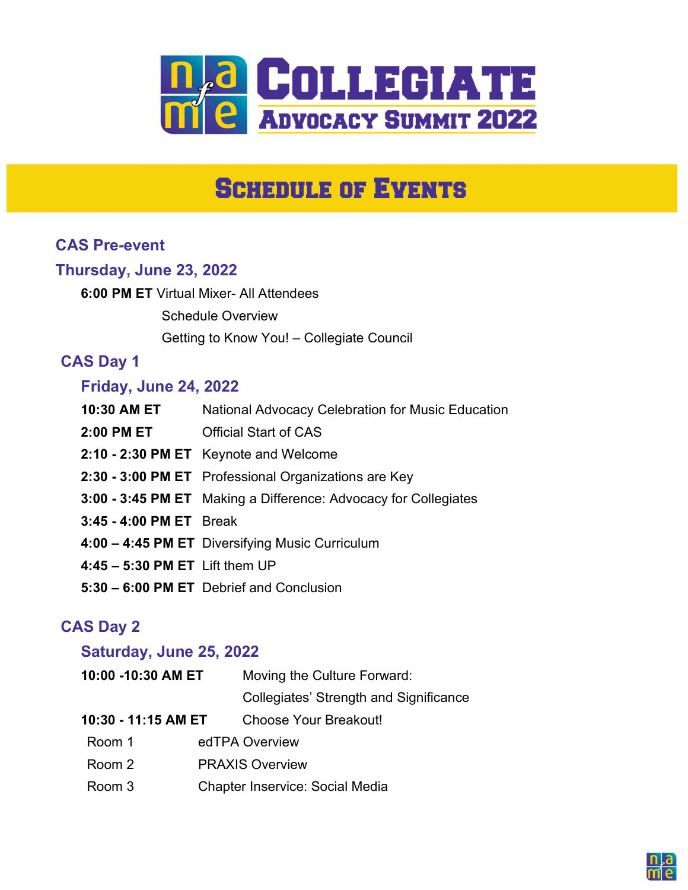# Collegiate Advocacy Summit 2022

## Schedule of Events

### CAS Pre-event

### Thursday, June 23, 2022

**6:00 PM ET** Virtual Mixer- All Attendees

Schedule Overview

Getting to Know You! – Collegiate Council

### CAS Day 1

### Friday, June 24, 2022

| | |
|---|---|
| **10:30 AM ET** | National Advocacy Celebration for Music Education |
| **2:00 PM ET** | Official Start of CAS |
| **2:10 - 2:30 PM ET** | Keynote and Welcome |
| **2:30 - 3:00 PM ET** | Professional Organizations are Key |
| **3:00 - 3:45 PM ET** | Making a Difference: Advocacy for Collegiates |
| **3:45 - 4:00 PM ET** | Break |
| **4:00 – 4:45 PM ET** | Diversifying Music Curriculum |
| **4:45 – 5:30 PM ET** | Lift them UP |
| **5:30 – 6:00 PM ET** | Debrief and Conclusion |

### CAS Day 2

### Saturday, June 25, 2022

| | |
|---|---|
| **10:00 -10:30 AM ET** | Moving the Culture Forward: Collegiates' Strength and Significance |
| **10:30 - 11:15 AM ET** | Choose Your Breakout! |
| Room 1 | edTPA Overview |
| Room 2 | PRAXIS Overview |
| Room 3 | Chapter Inservice: Social Media |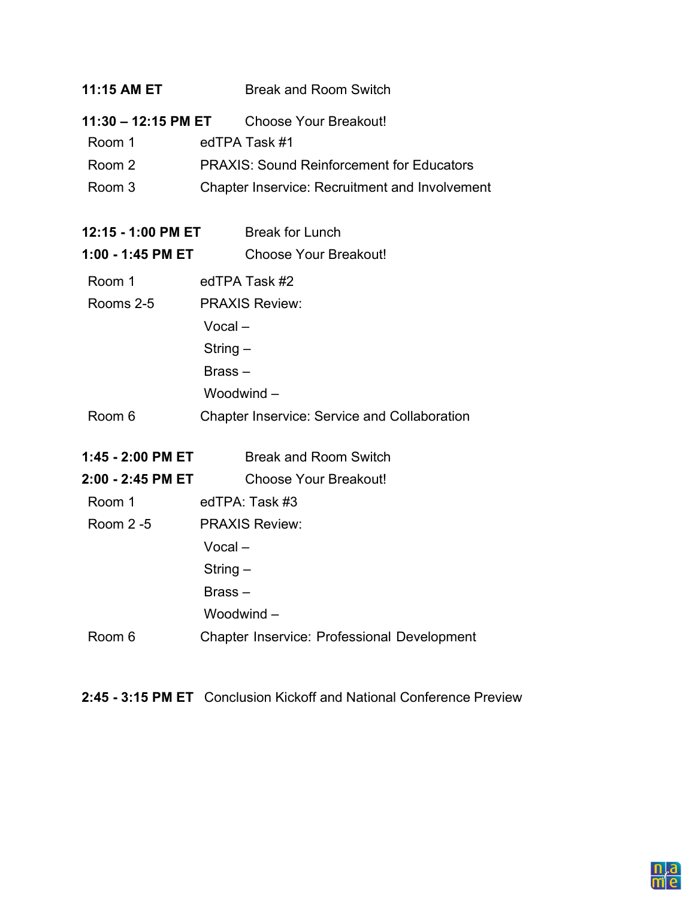**11:15 AM ET** Break and Room Switch

**11:30 – 12:15 PM ET** Choose Your Breakout!

Room 1 edTPA Task #1

Room 2 PRAXIS: Sound Reinforcement for Educators

Room 3 Chapter Inservice: Recruitment and Involvement

**12:15 - 1:00 PM ET** Break for Lunch

**1:00 - 1:45 PM ET** Choose Your Breakout!

Room 1 edTPA Task #2

Rooms 2-5 PRAXIS Review:

Vocal –

String –

Brass –

Woodwind –

Room 6 Chapter Inservice: Service and Collaboration

**1:45 - 2:00 PM ET** Break and Room Switch

**2:00 - 2:45 PM ET** Choose Your Breakout!

Room 1 edTPA: Task #3

Room 2 -5 PRAXIS Review:

Vocal –

String –

Brass –

Woodwind –

Room 6 Chapter Inservice: Professional Development

**2:45 - 3:15 PM ET** Conclusion Kickoff and National Conference Preview